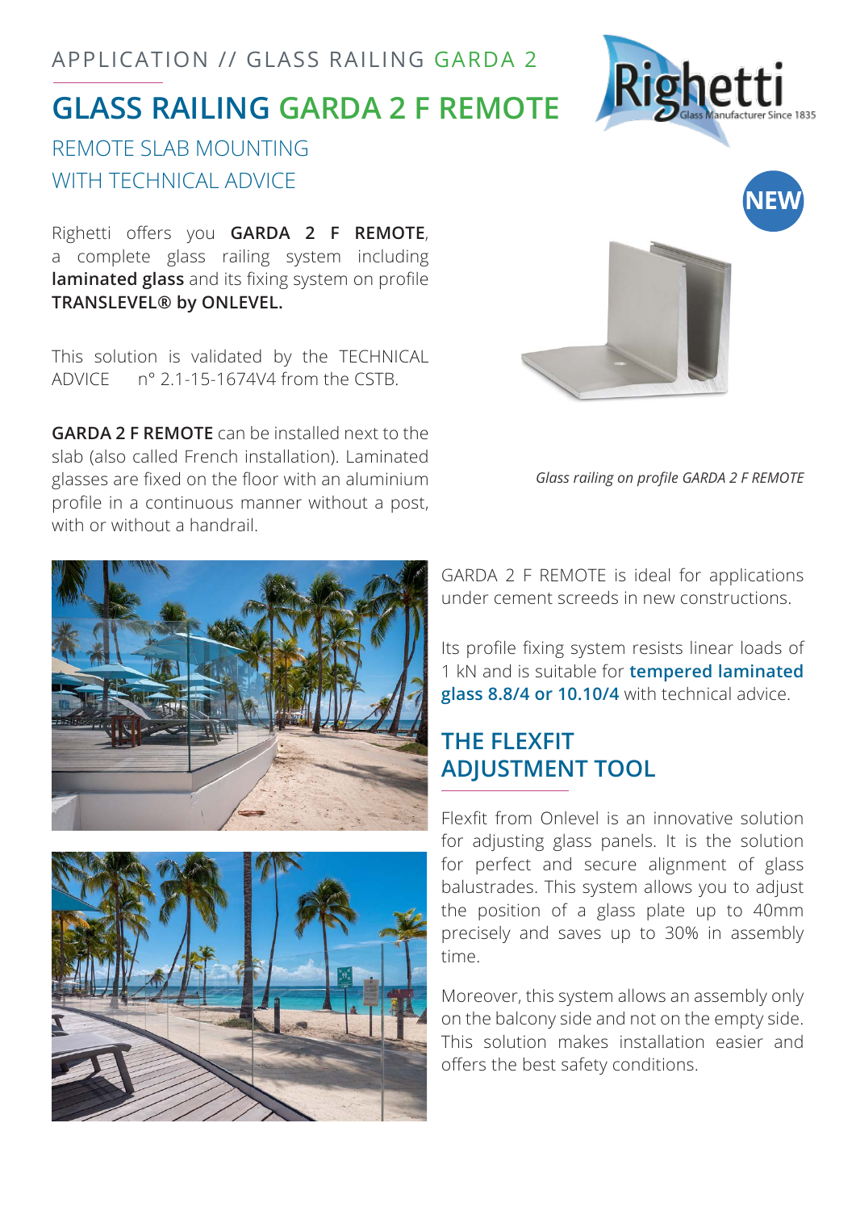APPLICATION // GLASS RAILING GARDA 2

# GLASS RAILING GARDA 2 F REMOTE

## REMOTE SLAB MOUNTING WITH TECHNICAL ADVICE

NEW

Righetti offers you **GARDA 2 F REMOTE**, a complete glass railing system including **laminated glass** and its fixing system on profile **TRANSLEVEL® by ONLEVEL.**

This solution is validated by the TECHNICAL ADVICE n° 2.1-15-1674V4 from the CSTB.

**GARDA 2 F REMOTE** can be installed next to the slab (also called French installation). Laminated glasses are fixed on the floor with an aluminium profile in a continuous manner without a post, with or without a handrail.

*Glass railing on profile GARDA 2 F REMOTE*

GARDA 2 F REMOTE is ideal for applications under cement screeds in new constructions.

Its profile fixing system resists linear loads of 1 kN and is suitable for **tempered laminated glass 8.8/4 or 10.10/4** with technical advice.

## THE FLEXFIT ADJUSTMENT TOOL

Flexfit from Onlevel is an innovative solution for adjusting glass panels. It is the solution for perfect and secure alignment of glass balustrades. This system allows you to adjust the position of a glass plate up to 40mm precisely and saves up to 30% in assembly time.

Moreover, this system allows an assembly only on the balcony side and not on the empty side. This solution makes installation easier and offers the best safety conditions.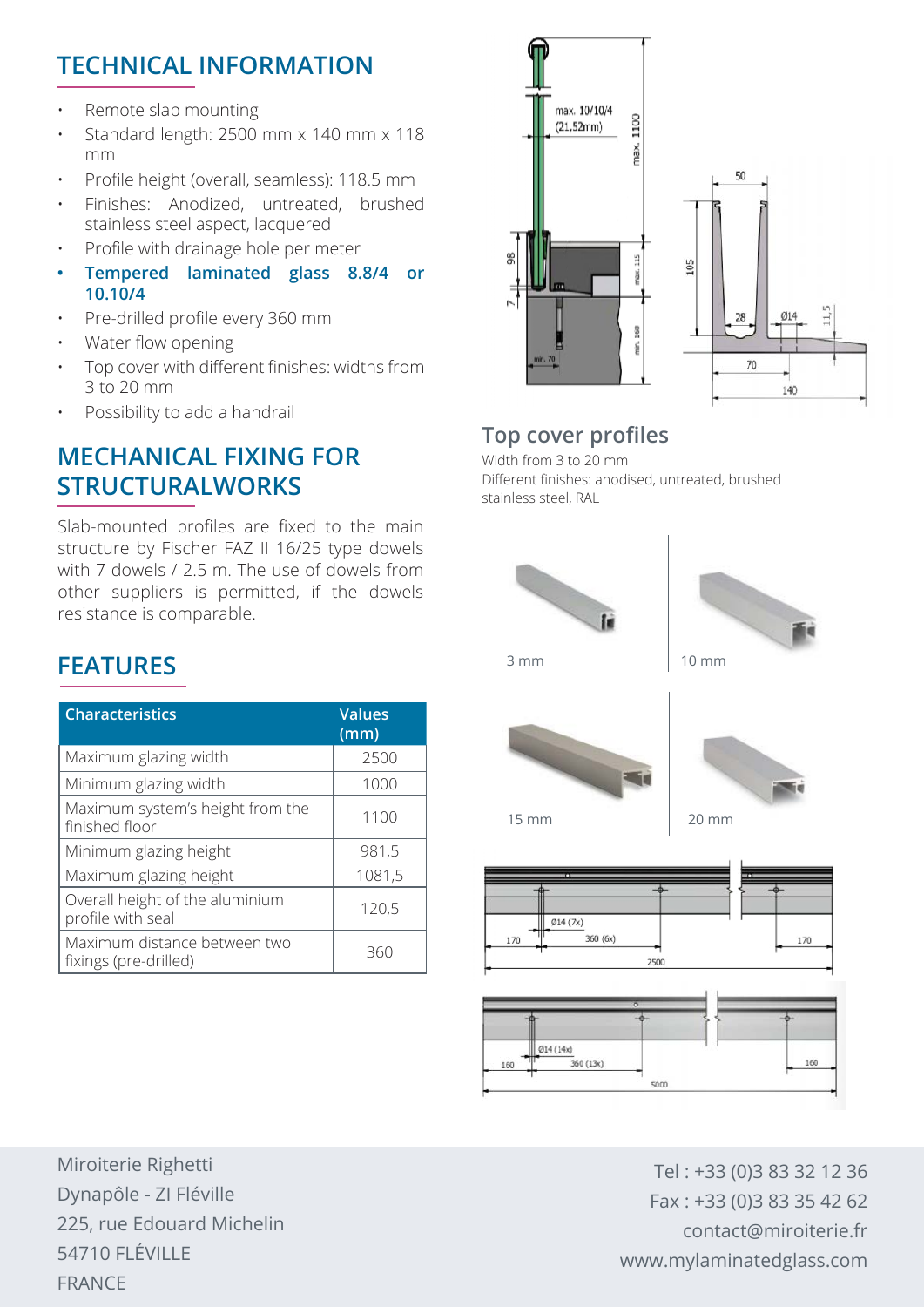## TECHNICAL INFORMATION

- Remote slab mounting
- Standard length: 2500 mm x 140 mm x 118 mm
- Profile height (overall, seamless): 118.5 mm
- Finishes: Anodized, untreated, brushed stainless steel aspect, lacquered
- Profile with drainage hole per meter
- **Tempered laminated glass 8.8/4 or 10.10/4**
- Pre-drilled profile every 360 mm
- Water flow opening
- Top cover with different finishes: widths from 3 to 20 mm
- Possibility to add a handrail

## MECHANICAL FIXING FOR STRUCTURALWORKS

Slab-mounted profiles are fixed to the main structure by Fischer FAZ II 16/25 type dowels with 7 dowels / 2.5 m. The use of dowels from other suppliers is permitted, if the dowels resistance is comparable.

## FEATURES

| Characteristics | Values (mm) |
|---|---|
| Maximum glazing width | 2500 |
| Minimum glazing width | 1000 |
| Maximum system's height from the finished floor | 1100 |
| Minimum glazing height | 981,5 |
| Maximum glazing height | 1081,5 |
| Overall height of the aluminium profile with seal | 120,5 |
| Maximum distance between two fixings (pre-drilled) | 360 |

max. 10/10/4
(21,52mm)
max. 1100
98
7
max. 115
min. 160
min. 70
50
105
28
Ø14
11,5
70
140

## Top cover profiles

Width from 3 to 20 mm
Different finishes: anodised, untreated, brushed stainless steel, RAL

3 mm
10 mm
15 mm
20 mm

Ø14 (7x)
170
360 (6x)
170
2500

Ø14 (14x)
160
360 (13x)
160
5000

Miroiterie Righetti
Dynapôle - ZI Fléville
225, rue Edouard Michelin
54710 FLÉVILLE
FRANCE

Tel : +33 (0)3 83 32 12 36
Fax : +33 (0)3 83 35 42 62
contact@miroiterie.fr
www.mylaminatedglass.com